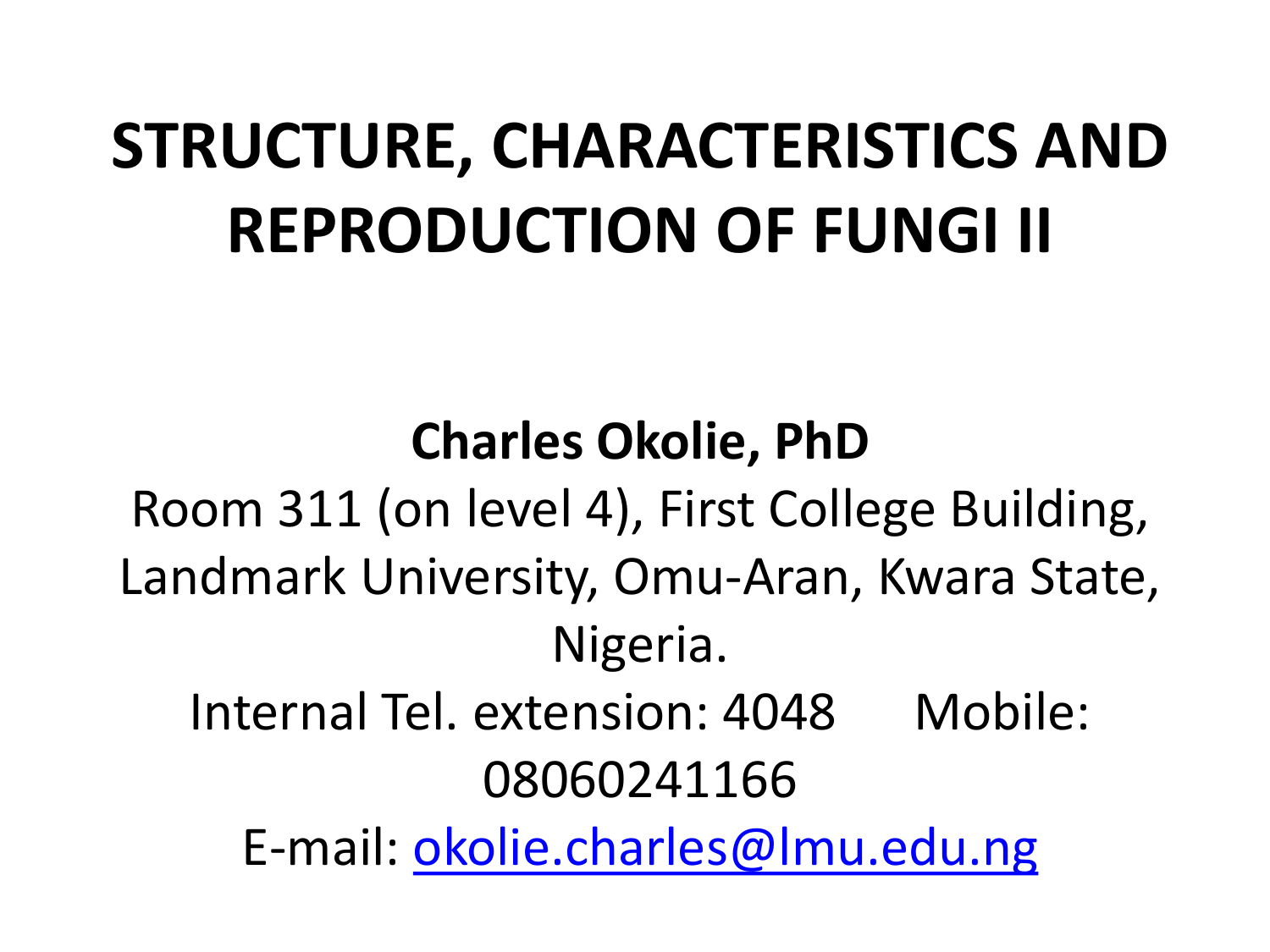# STRUCTURE, CHARACTERISTICS AND REPRODUCTION OF FUNGI II

**Charles Okolie, PhD**

Room 311 (on level 4), First College Building, Landmark University, Omu-Aran, Kwara State, Nigeria.

Internal Tel. extension: 4048 Mobile: 08060241166

E-mail: okolie.charles@lmu.edu.ng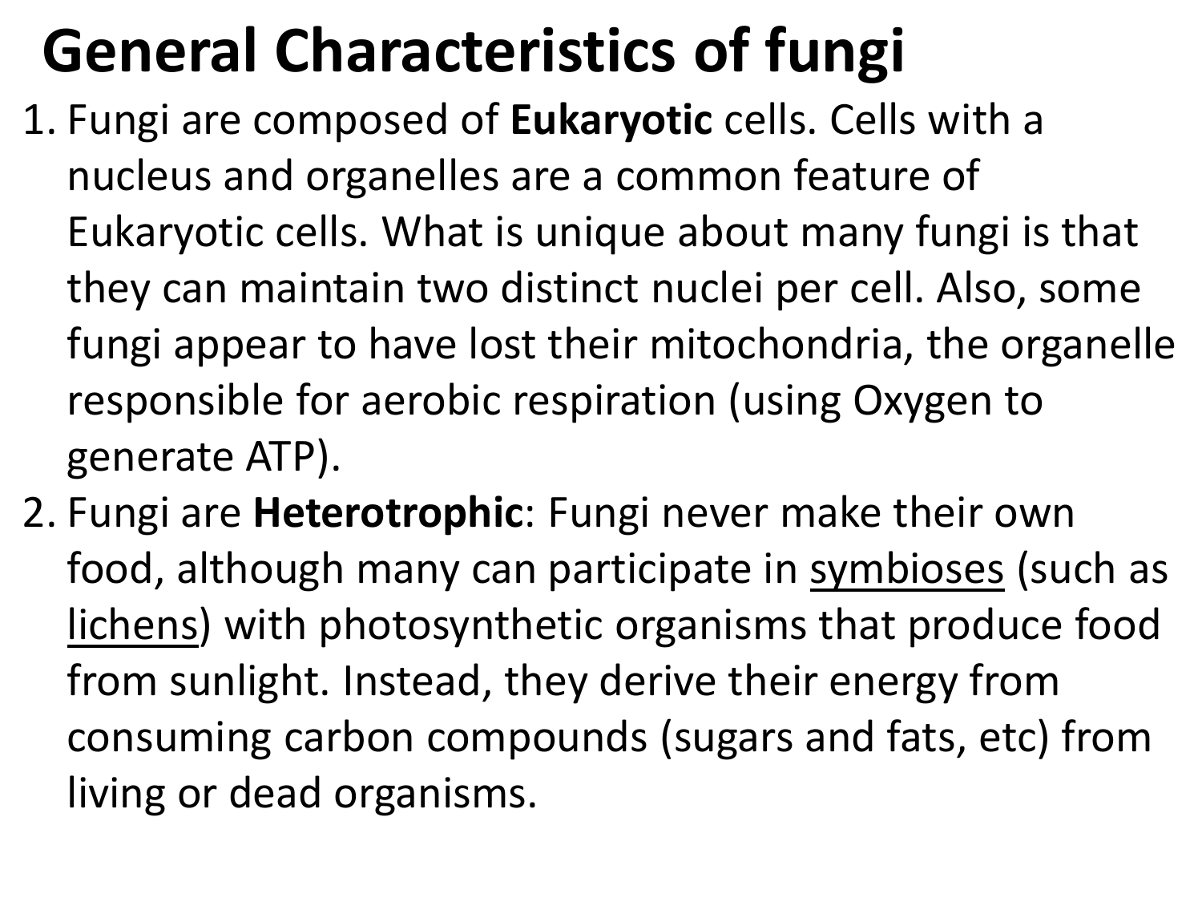# General Characteristics of fungi

1. Fungi are composed of **Eukaryotic** cells. Cells with a nucleus and organelles are a common feature of Eukaryotic cells. What is unique about many fungi is that they can maintain two distinct nuclei per cell. Also, some fungi appear to have lost their mitochondria, the organelle responsible for aerobic respiration (using Oxygen to generate ATP).
2. Fungi are **Heterotrophic**: Fungi never make their own food, although many can participate in symbioses (such as lichens) with photosynthetic organisms that produce food from sunlight. Instead, they derive their energy from consuming carbon compounds (sugars and fats, etc) from living or dead organisms.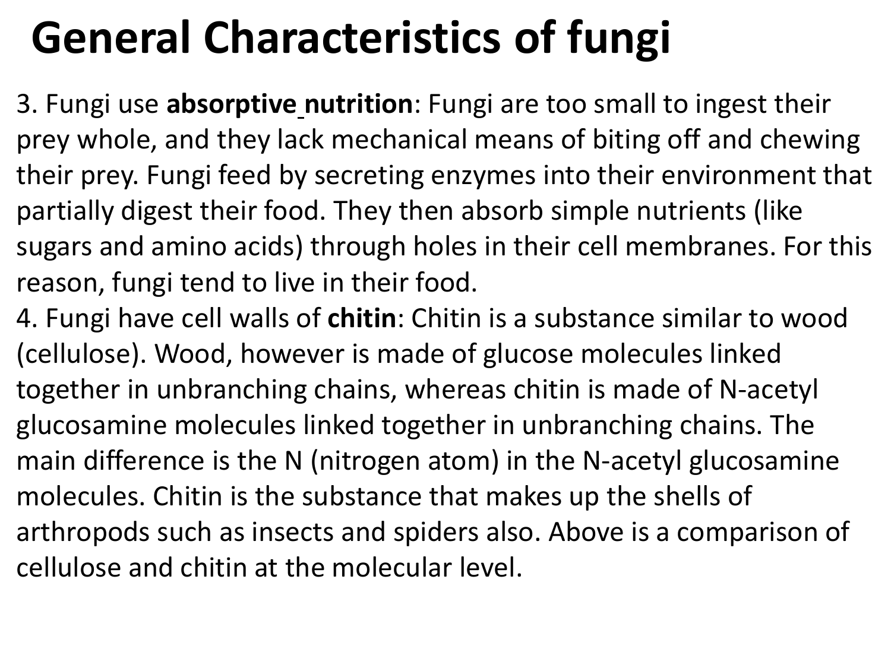# General Characteristics of fungi

3. Fungi use **absorptive nutrition**: Fungi are too small to ingest their prey whole, and they lack mechanical means of biting off and chewing their prey. Fungi feed by secreting enzymes into their environment that partially digest their food. They then absorb simple nutrients (like sugars and amino acids) through holes in their cell membranes. For this reason, fungi tend to live in their food.

4. Fungi have cell walls of **chitin**: Chitin is a substance similar to wood (cellulose). Wood, however is made of glucose molecules linked together in unbranching chains, whereas chitin is made of N-acetyl glucosamine molecules linked together in unbranching chains. The main difference is the N (nitrogen atom) in the N-acetyl glucosamine molecules. Chitin is the substance that makes up the shells of arthropods such as insects and spiders also. Above is a comparison of cellulose and chitin at the molecular level.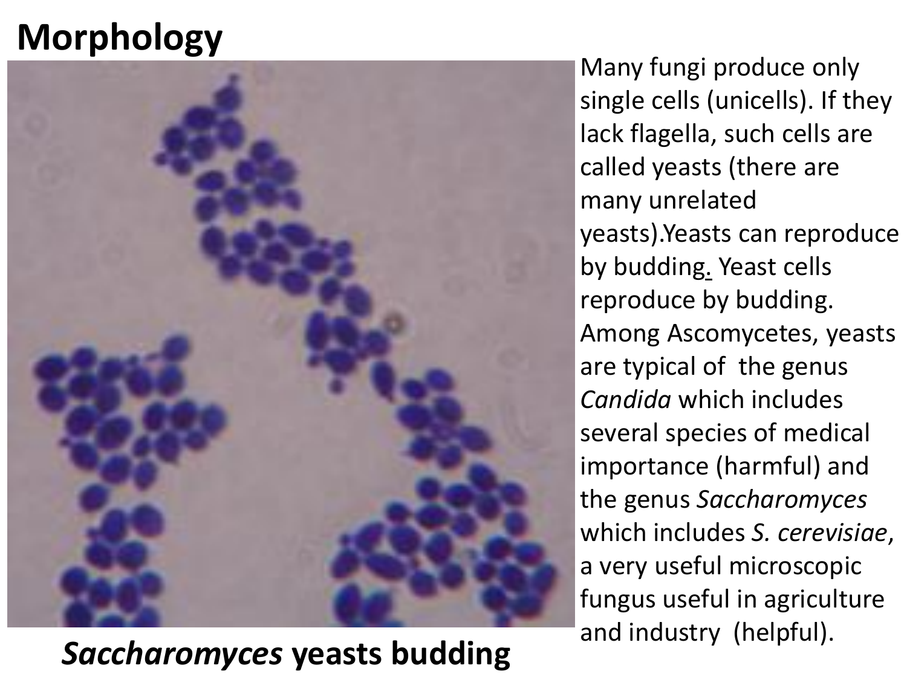# Morphology

Many fungi produce only single cells (unicells). If they lack flagella, such cells are called yeasts (there are many unrelated yeasts).Yeasts can reproduce by budding. Yeast cells reproduce by budding. Among Ascomycetes, yeasts are typical of the genus *Candida* which includes several species of medical importance (harmful) and the genus *Saccharomyces* which includes *S. cerevisiae*, a very useful microscopic fungus useful in agriculture and industry (helpful).

***Saccharomyces* yeasts budding**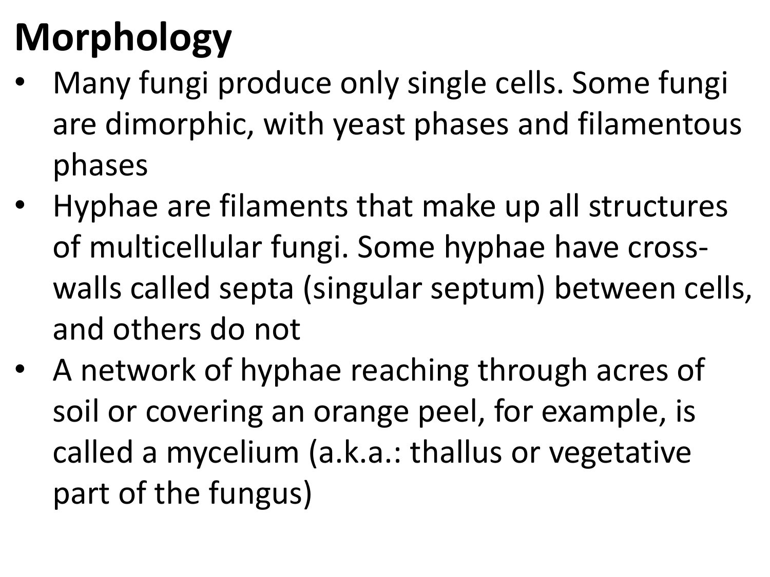# Morphology

- Many fungi produce only single cells. Some fungi are dimorphic, with yeast phases and filamentous phases
- Hyphae are filaments that make up all structures of multicellular fungi. Some hyphae have cross-walls called septa (singular septum) between cells, and others do not
- A network of hyphae reaching through acres of soil or covering an orange peel, for example, is called a mycelium (a.k.a.: thallus or vegetative part of the fungus)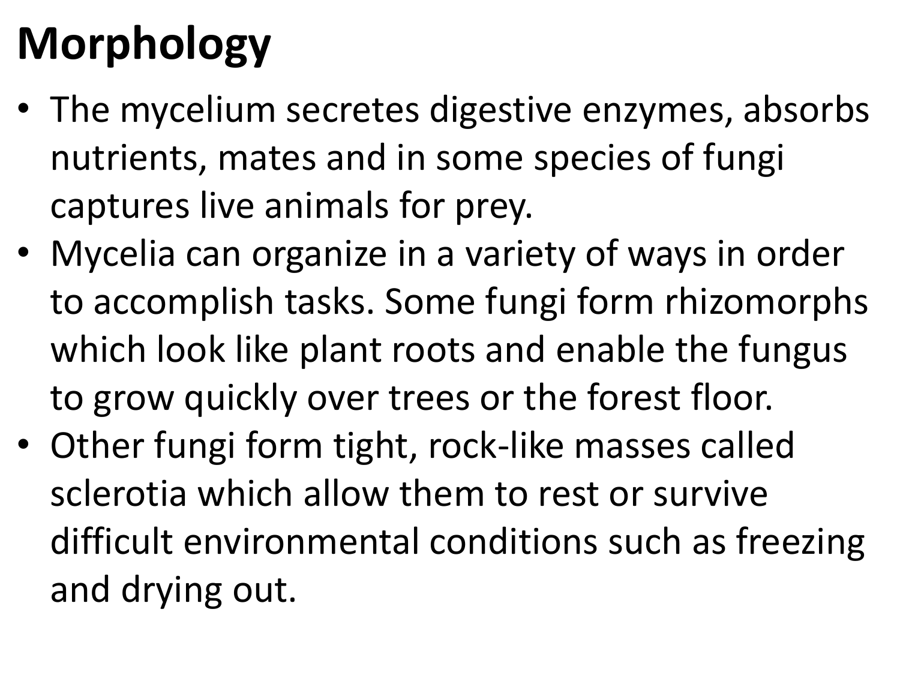# Morphology

- The mycelium secretes digestive enzymes, absorbs nutrients, mates and in some species of fungi captures live animals for prey.
- Mycelia can organize in a variety of ways in order to accomplish tasks. Some fungi form rhizomorphs which look like plant roots and enable the fungus to grow quickly over trees or the forest floor.
- Other fungi form tight, rock-like masses called sclerotia which allow them to rest or survive difficult environmental conditions such as freezing and drying out.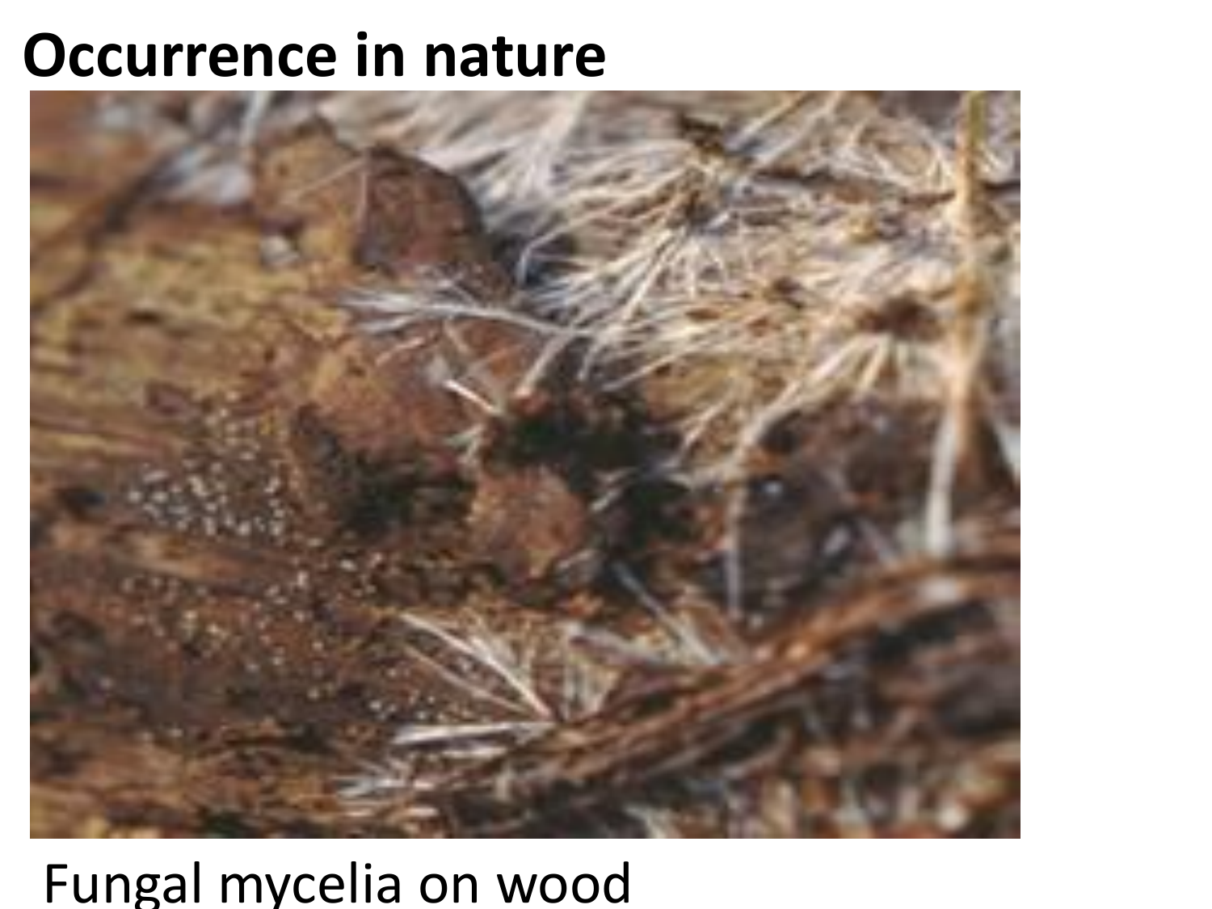# Occurrence in nature

Fungal mycelia on wood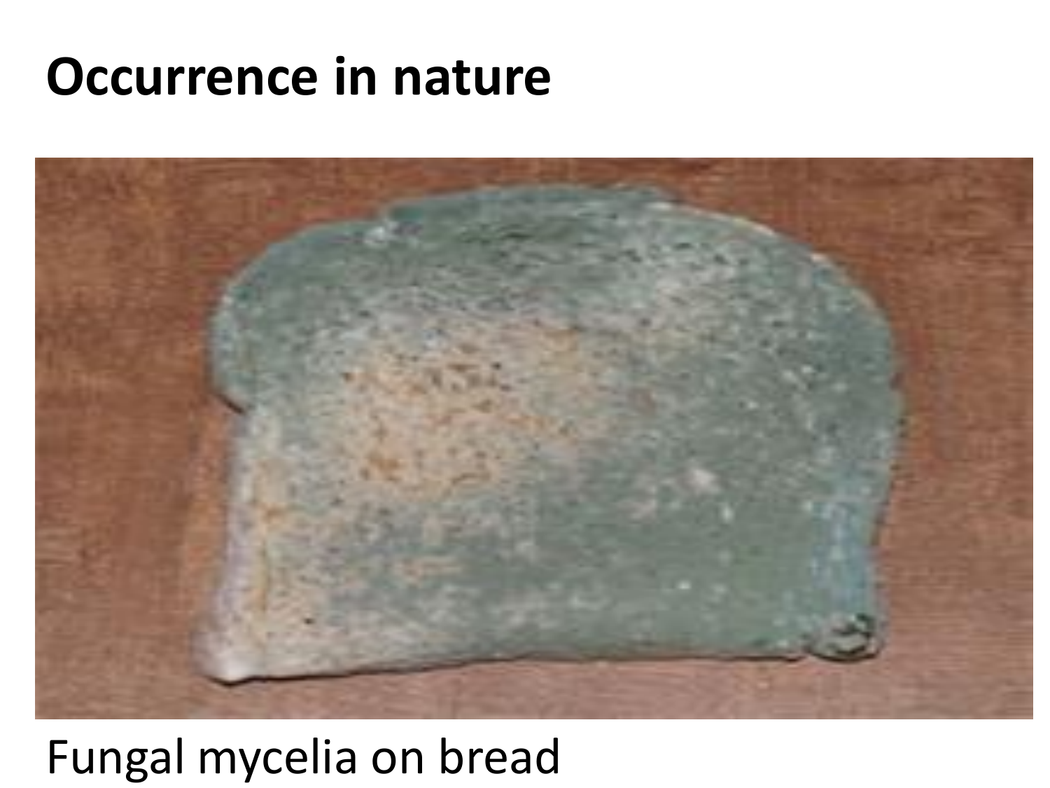# Occurrence in nature

Fungal mycelia on bread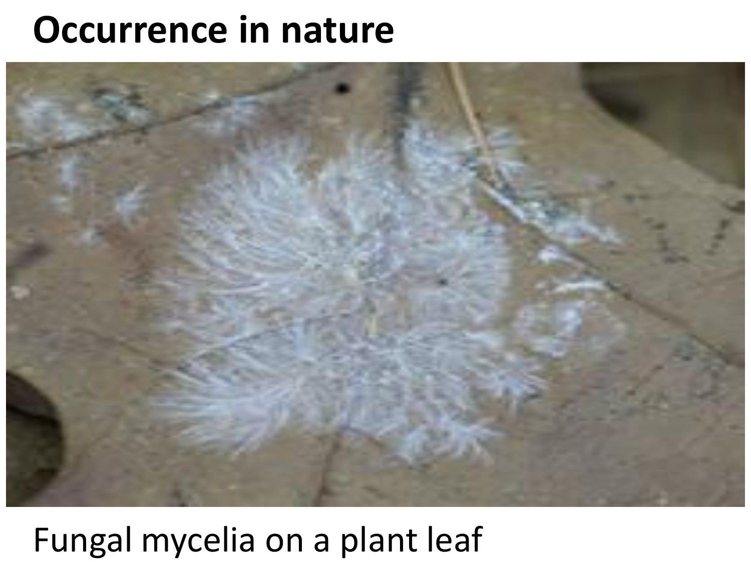# Occurrence in nature

Fungal mycelia on a plant leaf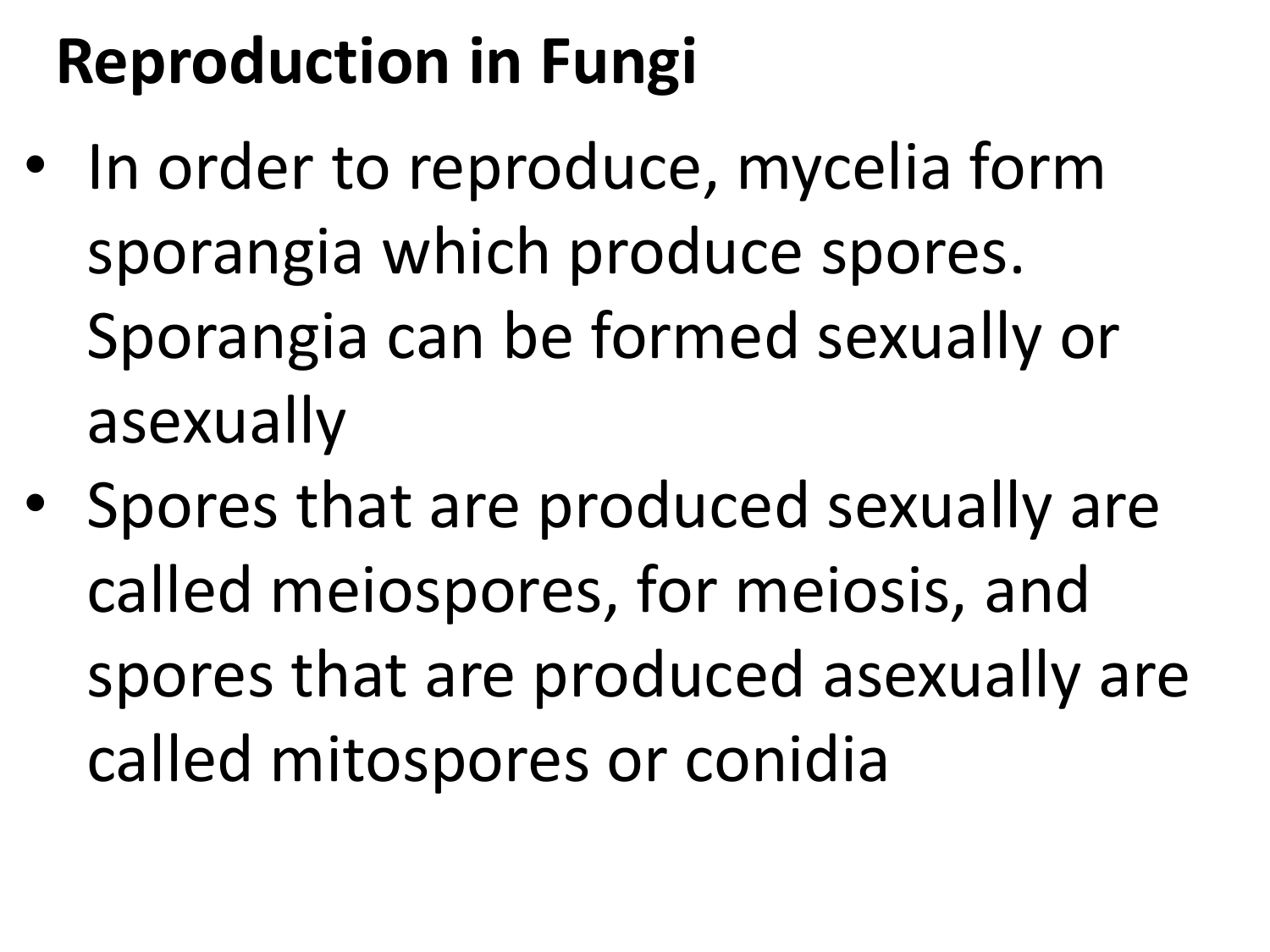# Reproduction in Fungi

- In order to reproduce, mycelia form sporangia which produce spores. Sporangia can be formed sexually or asexually
- Spores that are produced sexually are called meiospores, for meiosis, and spores that are produced asexually are called mitospores or conidia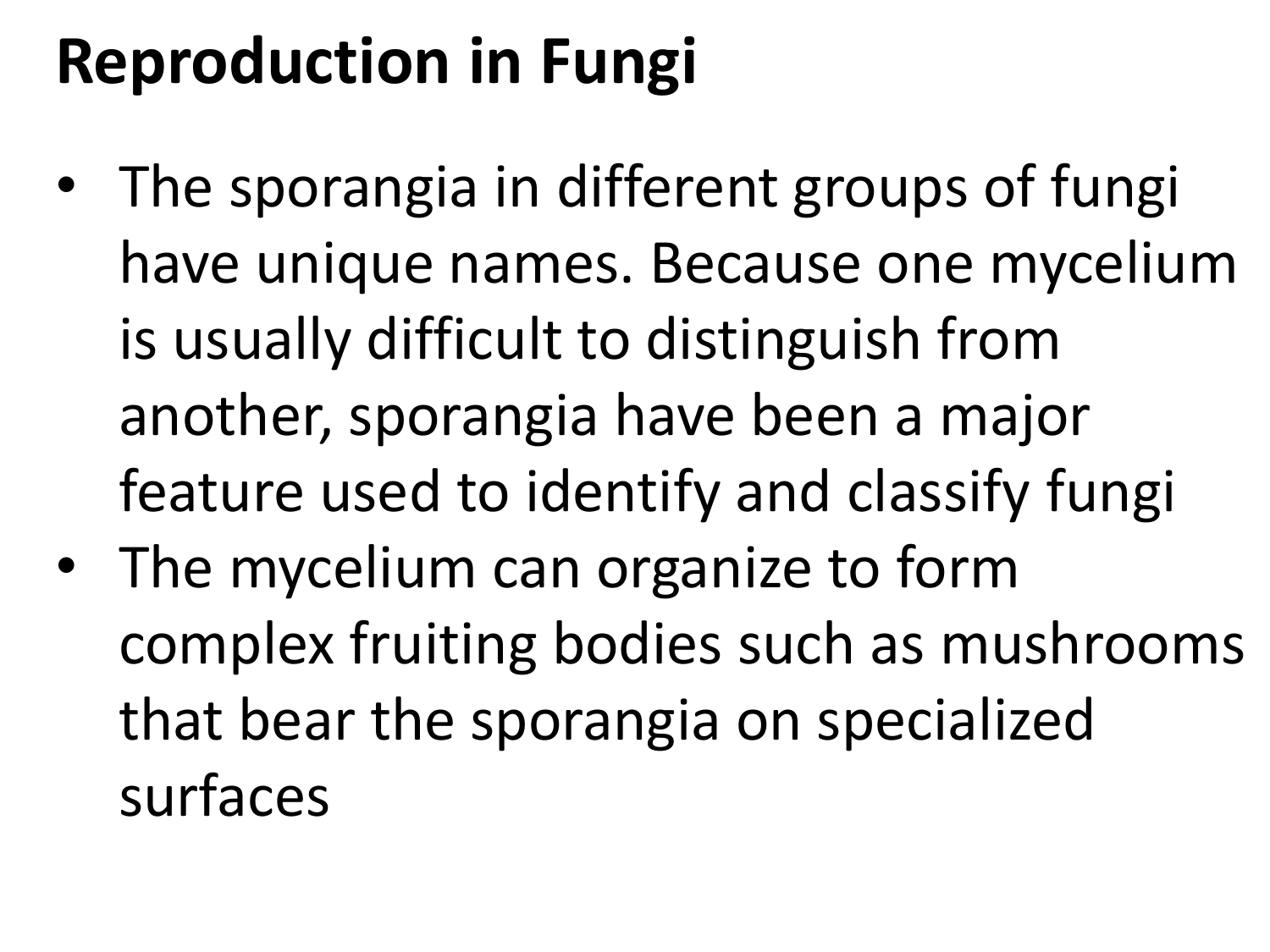# Reproduction in Fungi

- The sporangia in different groups of fungi have unique names. Because one mycelium is usually difficult to distinguish from another, sporangia have been a major feature used to identify and classify fungi
- The mycelium can organize to form complex fruiting bodies such as mushrooms that bear the sporangia on specialized surfaces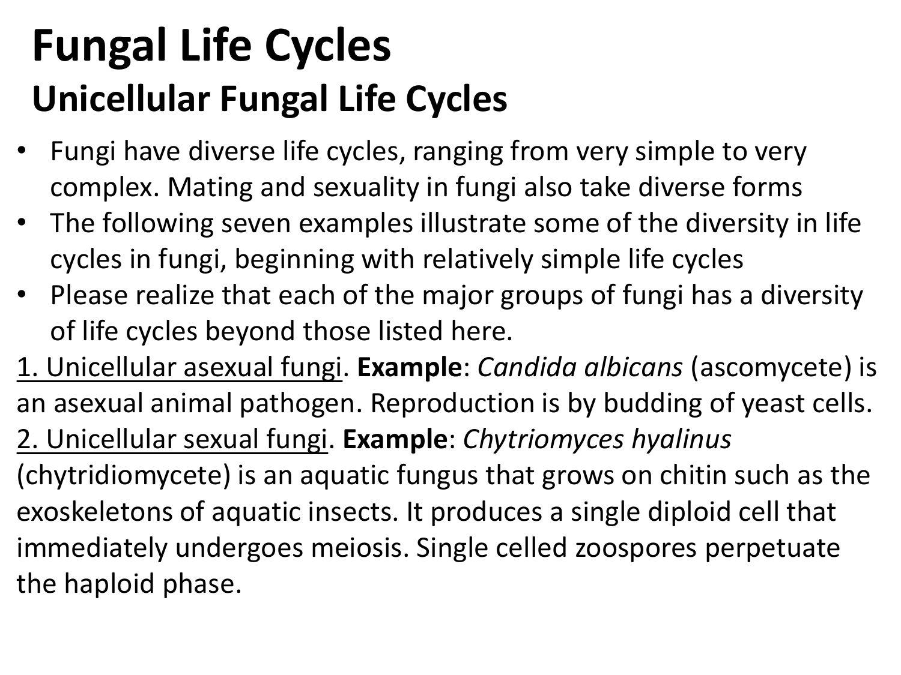# Fungal Life Cycles

## Unicellular Fungal Life Cycles

- Fungi have diverse life cycles, ranging from very simple to very complex. Mating and sexuality in fungi also take diverse forms
- The following seven examples illustrate some of the diversity in life cycles in fungi, beginning with relatively simple life cycles
- Please realize that each of the major groups of fungi has a diversity of life cycles beyond those listed here.

<u>1. Unicellular asexual fungi</u>. **Example**: *Candida albicans* (ascomycete) is an asexual animal pathogen. Reproduction is by budding of yeast cells.

<u>2. Unicellular sexual fungi</u>. **Example**: *Chytriomyces hyalinus* (chytridiomycete) is an aquatic fungus that grows on chitin such as the exoskeletons of aquatic insects. It produces a single diploid cell that immediately undergoes meiosis. Single celled zoospores perpetuate the haploid phase.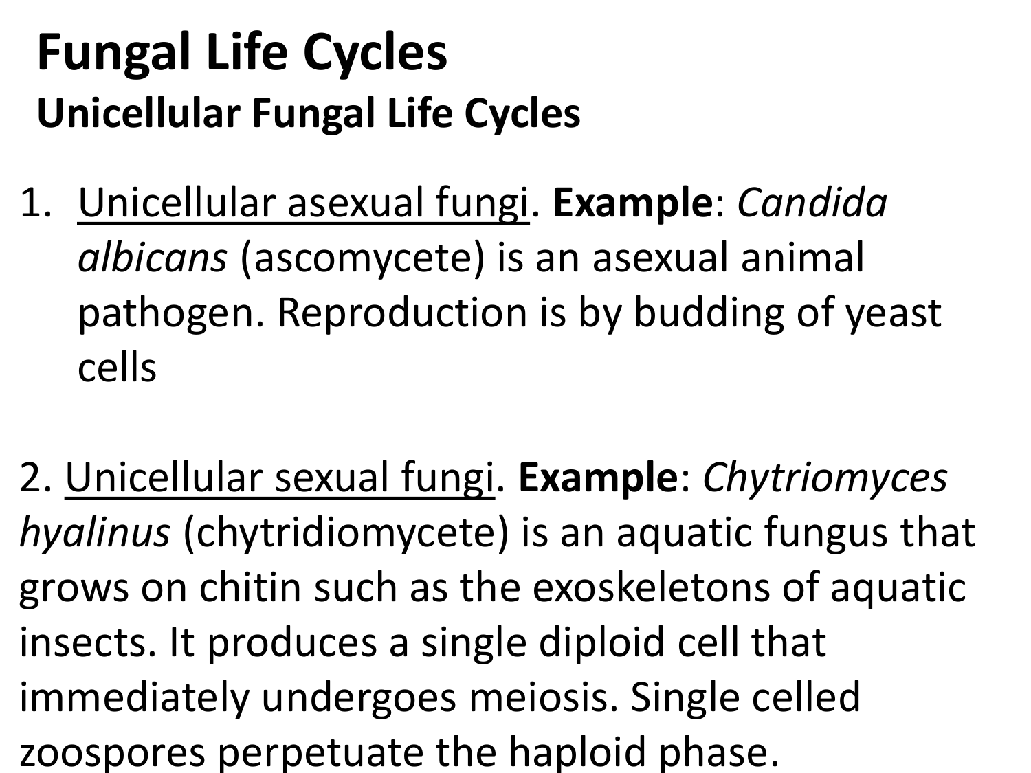# Fungal Life Cycles

## Unicellular Fungal Life Cycles

1. Unicellular asexual fungi. **Example**: *Candida albicans* (ascomycete) is an asexual animal pathogen. Reproduction is by budding of yeast cells

2. Unicellular sexual fungi. **Example**: *Chytriomyces hyalinus* (chytridiomycete) is an aquatic fungus that grows on chitin such as the exoskeletons of aquatic insects. It produces a single diploid cell that immediately undergoes meiosis. Single celled zoospores perpetuate the haploid phase.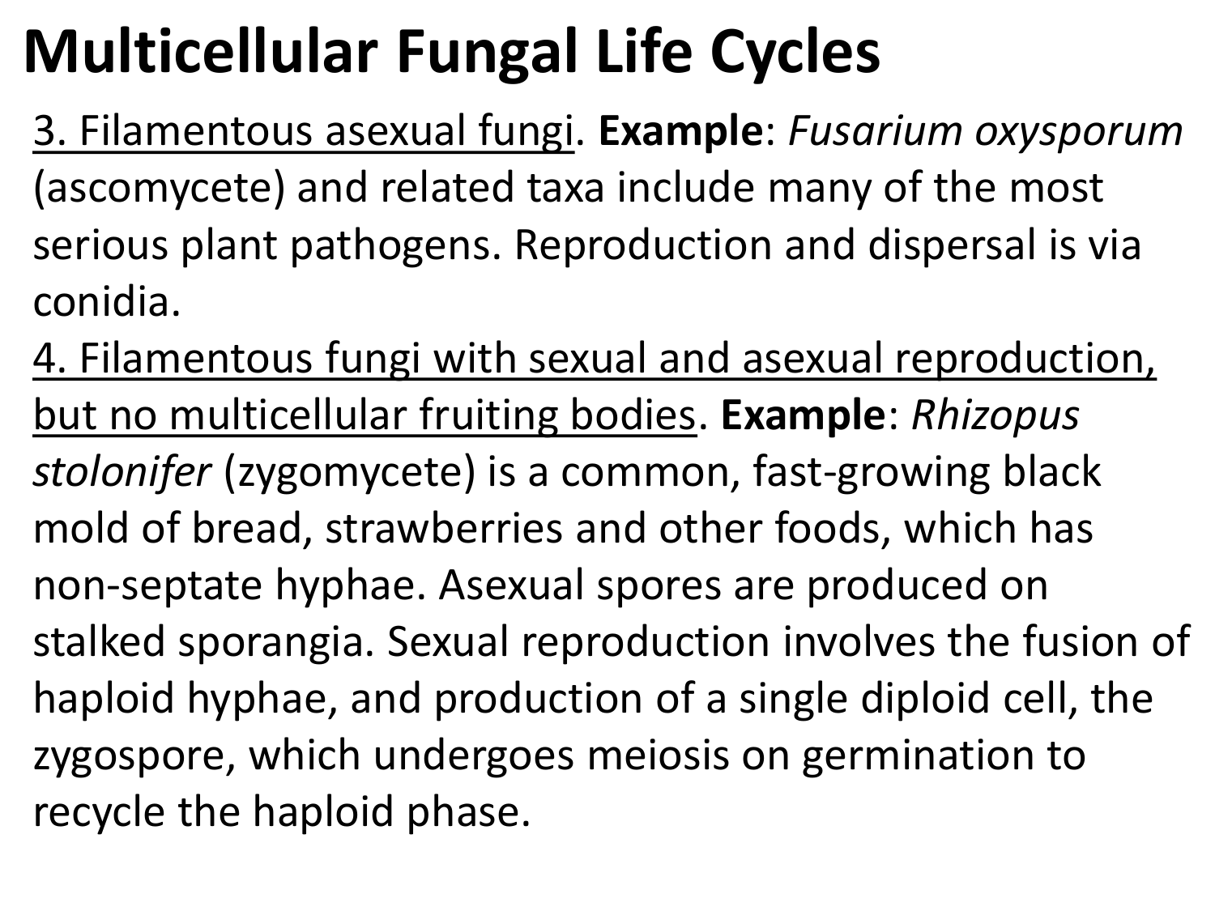# Multicellular Fungal Life Cycles

3. Filamentous asexual fungi. **Example**: *Fusarium oxysporum* (ascomycete) and related taxa include many of the most serious plant pathogens. Reproduction and dispersal is via conidia.

4. Filamentous fungi with sexual and asexual reproduction, but no multicellular fruiting bodies. **Example**: *Rhizopus stolonifer* (zygomycete) is a common, fast-growing black mold of bread, strawberries and other foods, which has non-septate hyphae. Asexual spores are produced on stalked sporangia. Sexual reproduction involves the fusion of haploid hyphae, and production of a single diploid cell, the zygospore, which undergoes meiosis on germination to recycle the haploid phase.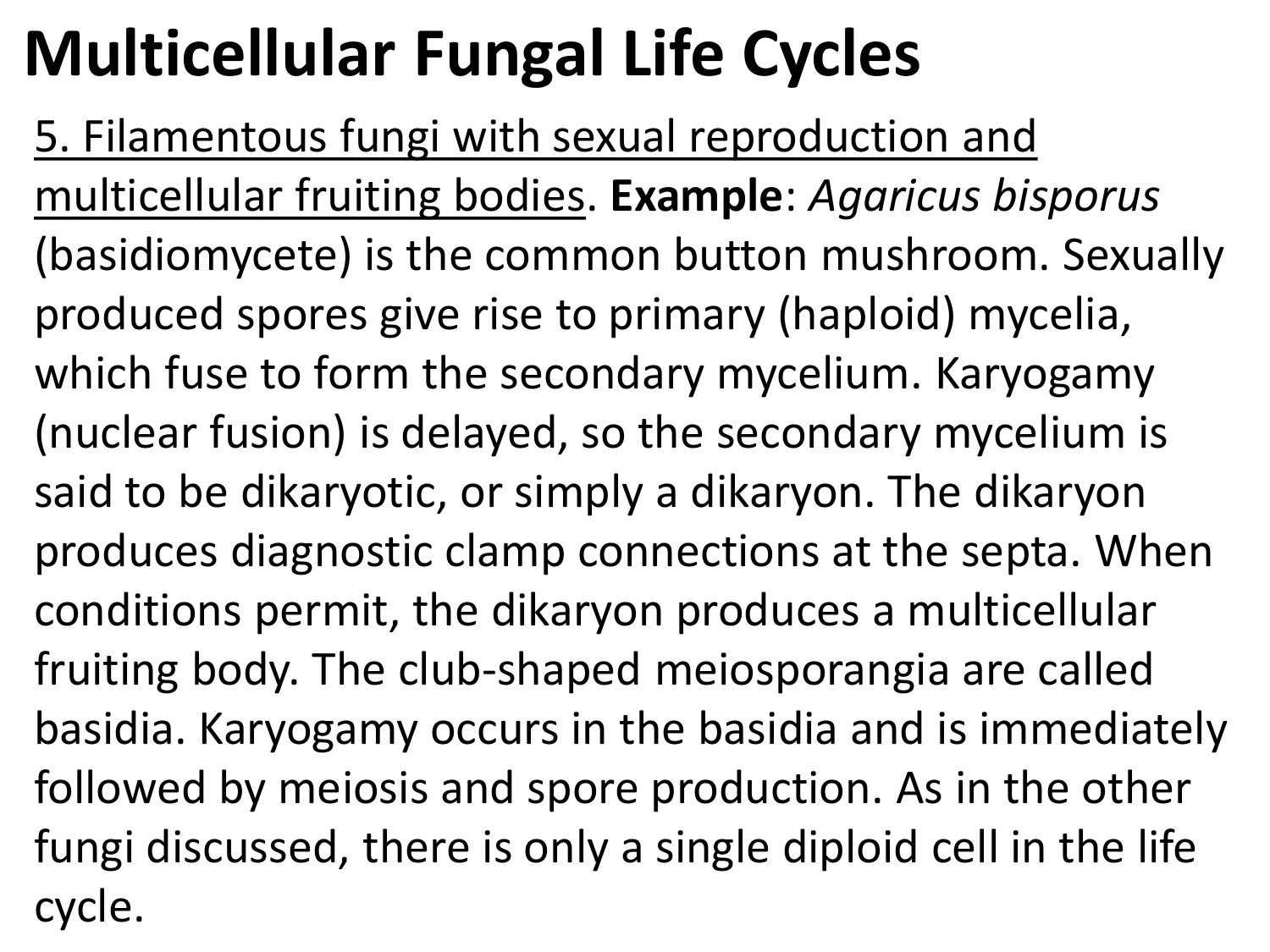# Multicellular Fungal Life Cycles

<u>5. Filamentous fungi with sexual reproduction and multicellular fruiting bodies</u>. **Example**: *Agaricus bisporus* (basidiomycete) is the common button mushroom. Sexually produced spores give rise to primary (haploid) mycelia, which fuse to form the secondary mycelium. Karyogamy (nuclear fusion) is delayed, so the secondary mycelium is said to be dikaryotic, or simply a dikaryon. The dikaryon produces diagnostic clamp connections at the septa. When conditions permit, the dikaryon produces a multicellular fruiting body. The club-shaped meiosporangia are called basidia. Karyogamy occurs in the basidia and is immediately followed by meiosis and spore production. As in the other fungi discussed, there is only a single diploid cell in the life cycle.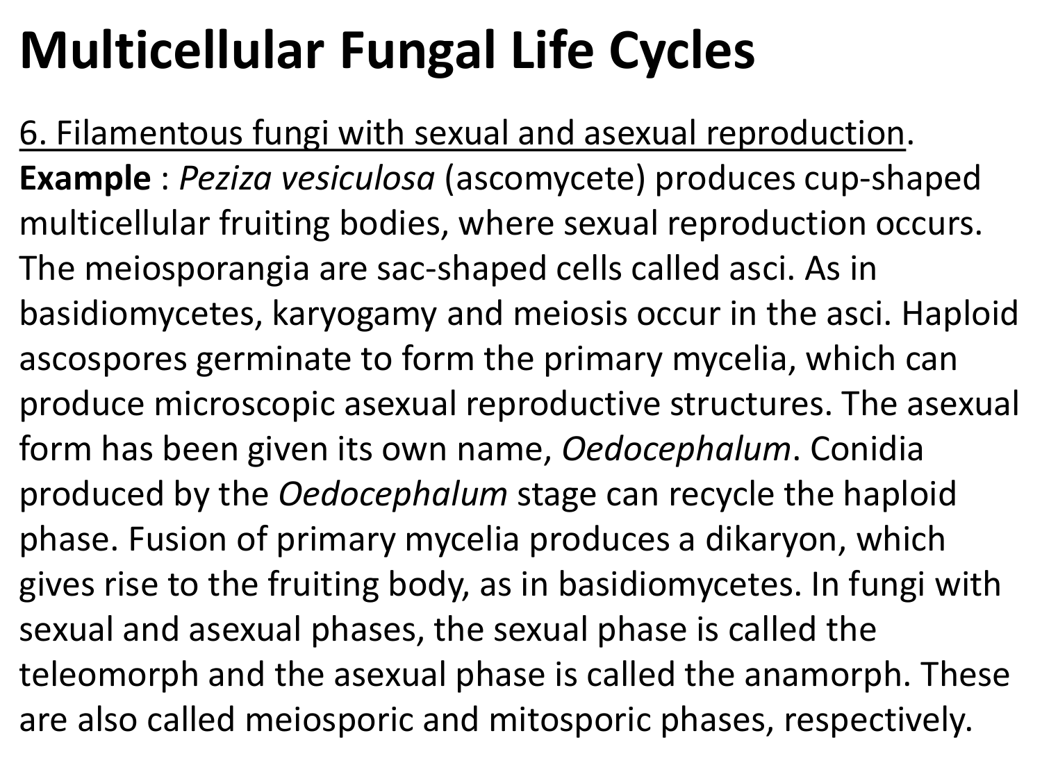# Multicellular Fungal Life Cycles

<u>6. Filamentous fungi with sexual and asexual reproduction</u>. **Example** : *Peziza vesiculosa* (ascomycete) produces cup-shaped multicellular fruiting bodies, where sexual reproduction occurs. The meiosporangia are sac-shaped cells called asci. As in basidiomycetes, karyogamy and meiosis occur in the asci. Haploid ascospores germinate to form the primary mycelia, which can produce microscopic asexual reproductive structures. The asexual form has been given its own name, *Oedocephalum*. Conidia produced by the *Oedocephalum* stage can recycle the haploid phase. Fusion of primary mycelia produces a dikaryon, which gives rise to the fruiting body, as in basidiomycetes. In fungi with sexual and asexual phases, the sexual phase is called the teleomorph and the asexual phase is called the anamorph. These are also called meiosporic and mitosporic phases, respectively.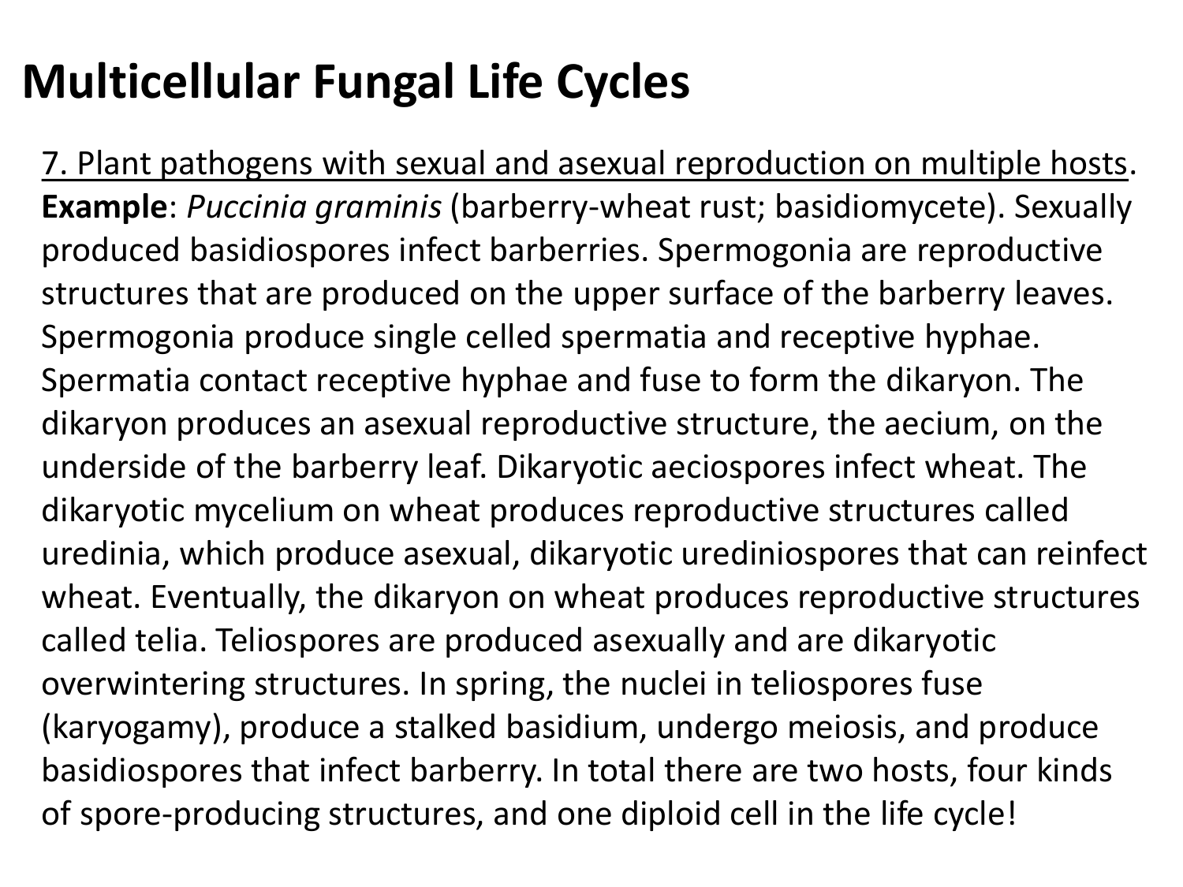# Multicellular Fungal Life Cycles

7. Plant pathogens with sexual and asexual reproduction on multiple hosts. **Example**: *Puccinia graminis* (barberry-wheat rust; basidiomycete). Sexually produced basidiospores infect barberries. Spermogonia are reproductive structures that are produced on the upper surface of the barberry leaves. Spermogonia produce single celled spermatia and receptive hyphae. Spermatia contact receptive hyphae and fuse to form the dikaryon. The dikaryon produces an asexual reproductive structure, the aecium, on the underside of the barberry leaf. Dikaryotic aeciospores infect wheat. The dikaryotic mycelium on wheat produces reproductive structures called uredinia, which produce asexual, dikaryotic urediniospores that can reinfect wheat. Eventually, the dikaryon on wheat produces reproductive structures called telia. Teliospores are produced asexually and are dikaryotic overwintering structures. In spring, the nuclei in teliospores fuse (karyogamy), produce a stalked basidium, undergo meiosis, and produce basidiospores that infect barberry. In total there are two hosts, four kinds of spore-producing structures, and one diploid cell in the life cycle!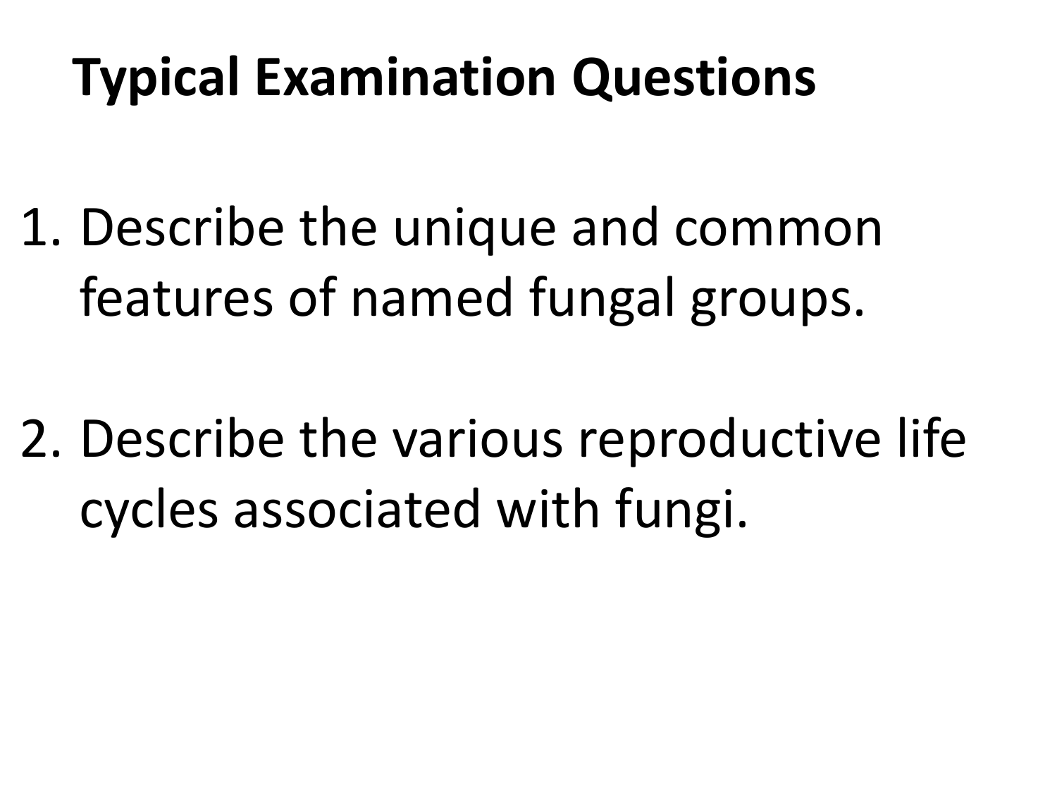# Typical Examination Questions

1. Describe the unique and common features of named fungal groups.

2. Describe the various reproductive life cycles associated with fungi.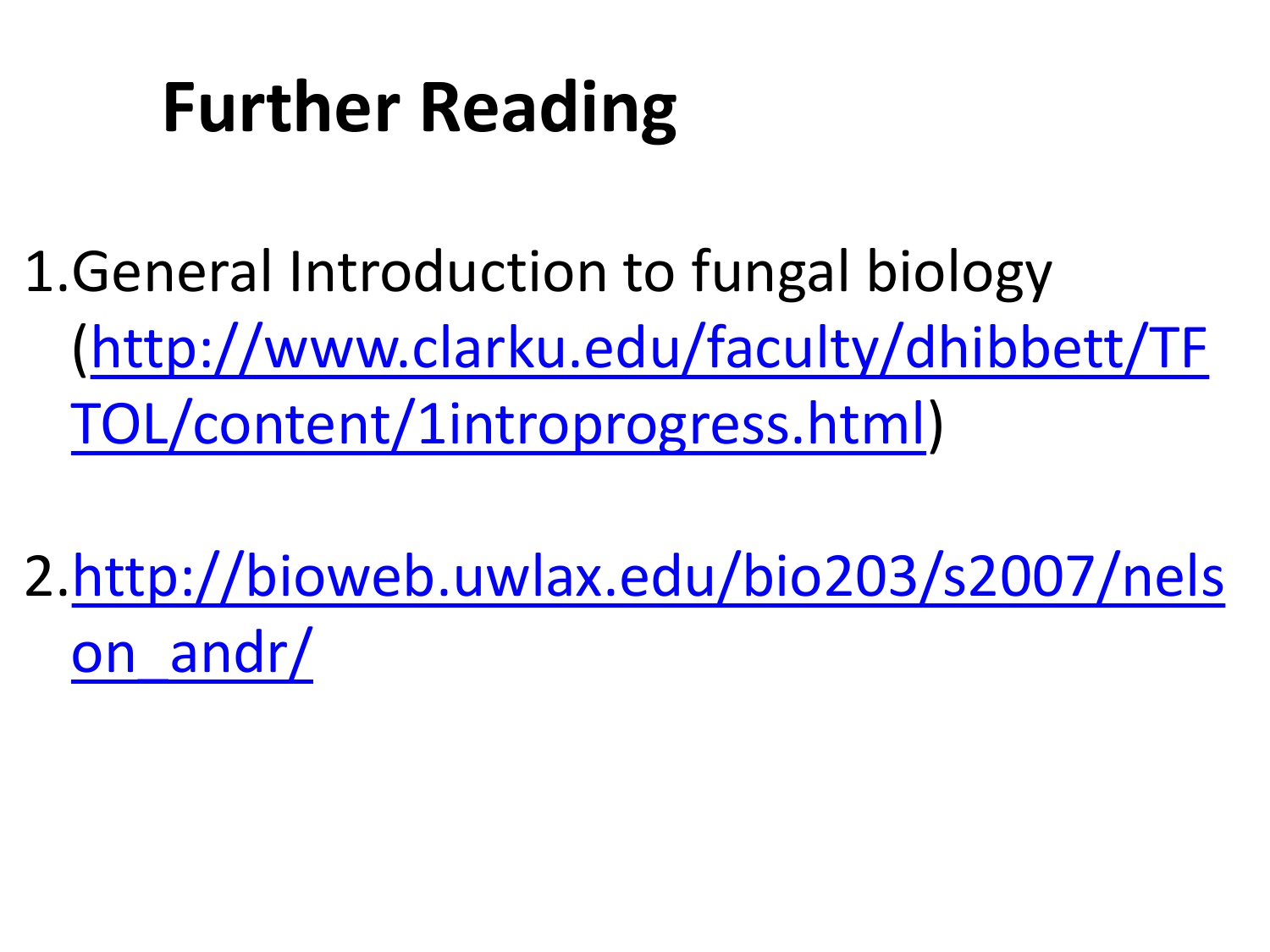# Further Reading

1. General Introduction to fungal biology (http://www.clarku.edu/faculty/dhibbett/TFTOL/content/1introprogress.html)

2. http://bioweb.uwlax.edu/bio203/s2007/nelson_andr/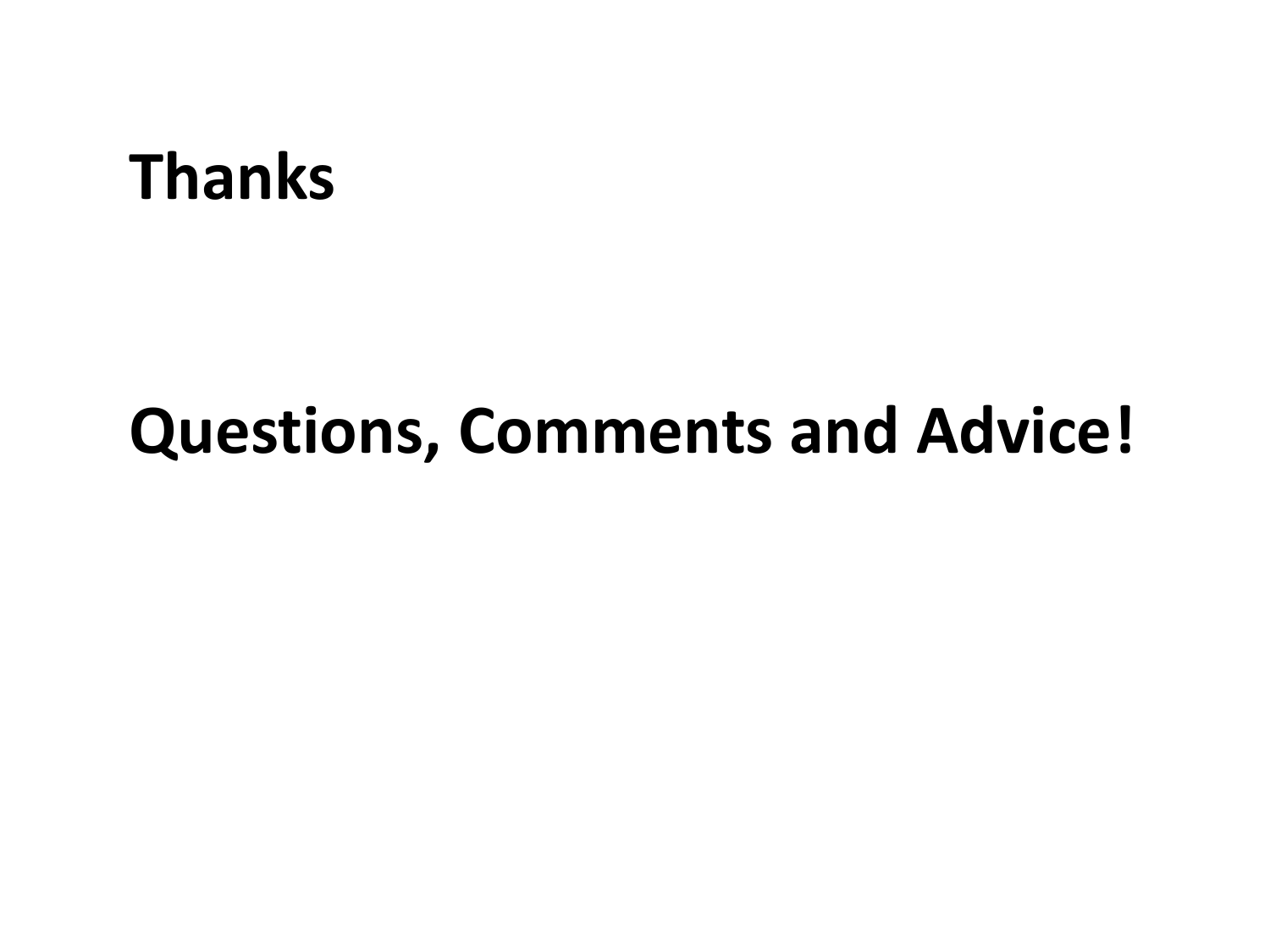**Thanks**

**Questions, Comments and Advice!**